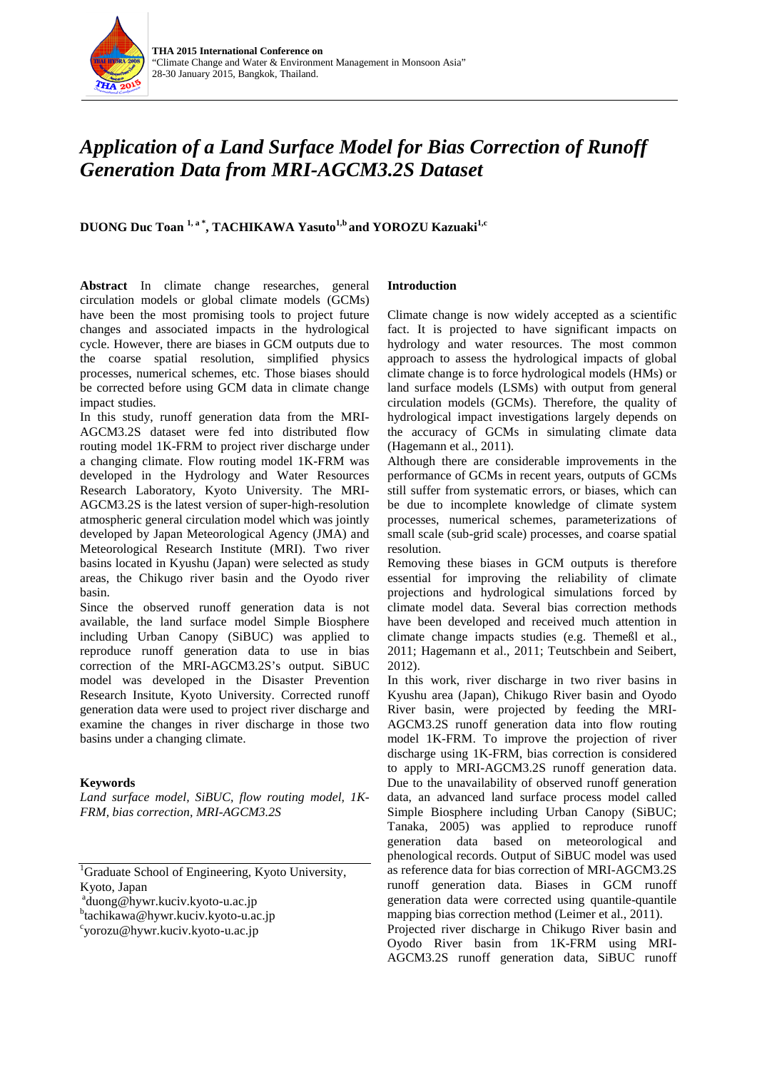# Application of a Land Surface Model for Bias Correction of Runoff Generation Data from MRI-AGCM3.2S Dataset

**DUONG Duc Toan [1, a *], TACHIKAWA Yasuto[1,b] and YOROZU Kazuaki[1,c]**

**Abstract** In climate change researches, general circulation models or global climate models (GCMs) have been the most promising tools to project future changes and associated impacts in the hydrological cycle. However, there are biases in GCM outputs due to the coarse spatial resolution, simplified physics processes, numerical schemes, etc. Those biases should be corrected before using GCM data in climate change impact studies.

In this study, runoff generation data from the MRI-AGCM3.2S dataset were fed into distributed flow routing model 1K-FRM to project river discharge under a changing climate. Flow routing model 1K-FRM was developed in the Hydrology and Water Resources Research Laboratory, Kyoto University. The MRI-AGCM3.2S is the latest version of super-high-resolution atmospheric general circulation model which was jointly developed by Japan Meteorological Agency (JMA) and Meteorological Research Institute (MRI). Two river basins located in Kyushu (Japan) were selected as study areas, the Chikugo river basin and the Oyodo river basin.

Since the observed runoff generation data is not available, the land surface model Simple Biosphere including Urban Canopy (SiBUC) was applied to reproduce runoff generation data to use in bias correction of the MRI-AGCM3.2S's output. SiBUC model was developed in the Disaster Prevention Research Insitute, Kyoto University. Corrected runoff generation data were used to project river discharge and examine the changes in river discharge in those two basins under a changing climate.

**Keywords**

*Land surface model, SiBUC, flow routing model, 1K-FRM, bias correction, MRI-AGCM3.2S*

[1]Graduate School of Engineering, Kyoto University, Kyoto, Japan
[a]duong@hywr.kuciv.kyoto-u.ac.jp
[b]tachikawa@hywr.kuciv.kyoto-u.ac.jp
[c]yorozu@hywr.kuciv.kyoto-u.ac.jp

## Introduction

Climate change is now widely accepted as a scientific fact. It is projected to have significant impacts on hydrology and water resources. The most common approach to assess the hydrological impacts of global climate change is to force hydrological models (HMs) or land surface models (LSMs) with output from general circulation models (GCMs). Therefore, the quality of hydrological impact investigations largely depends on the accuracy of GCMs in simulating climate data (Hagemann et al., 2011).

Although there are considerable improvements in the performance of GCMs in recent years, outputs of GCMs still suffer from systematic errors, or biases, which can be due to incomplete knowledge of climate system processes, numerical schemes, parameterizations of small scale (sub-grid scale) processes, and coarse spatial resolution.

Removing these biases in GCM outputs is therefore essential for improving the reliability of climate projections and hydrological simulations forced by climate model data. Several bias correction methods have been developed and received much attention in climate change impacts studies (e.g. Themeßl et al., 2011; Hagemann et al., 2011; Teutschbein and Seibert, 2012).

In this work, river discharge in two river basins in Kyushu area (Japan), Chikugo River basin and Oyodo River basin, were projected by feeding the MRI-AGCM3.2S runoff generation data into flow routing model 1K-FRM. To improve the projection of river discharge using 1K-FRM, bias correction is considered to apply to MRI-AGCM3.2S runoff generation data. Due to the unavailability of observed runoff generation data, an advanced land surface process model called Simple Biosphere including Urban Canopy (SiBUC; Tanaka, 2005) was applied to reproduce runoff generation data based on meteorological and phenological records. Output of SiBUC model was used as reference data for bias correction of MRI-AGCM3.2S runoff generation data. Biases in GCM runoff generation data were corrected using quantile-quantile mapping bias correction method (Leimer et al., 2011).

Projected river discharge in Chikugo River basin and Oyodo River basin from 1K-FRM using MRI-AGCM3.2S runoff generation data, SiBUC runoff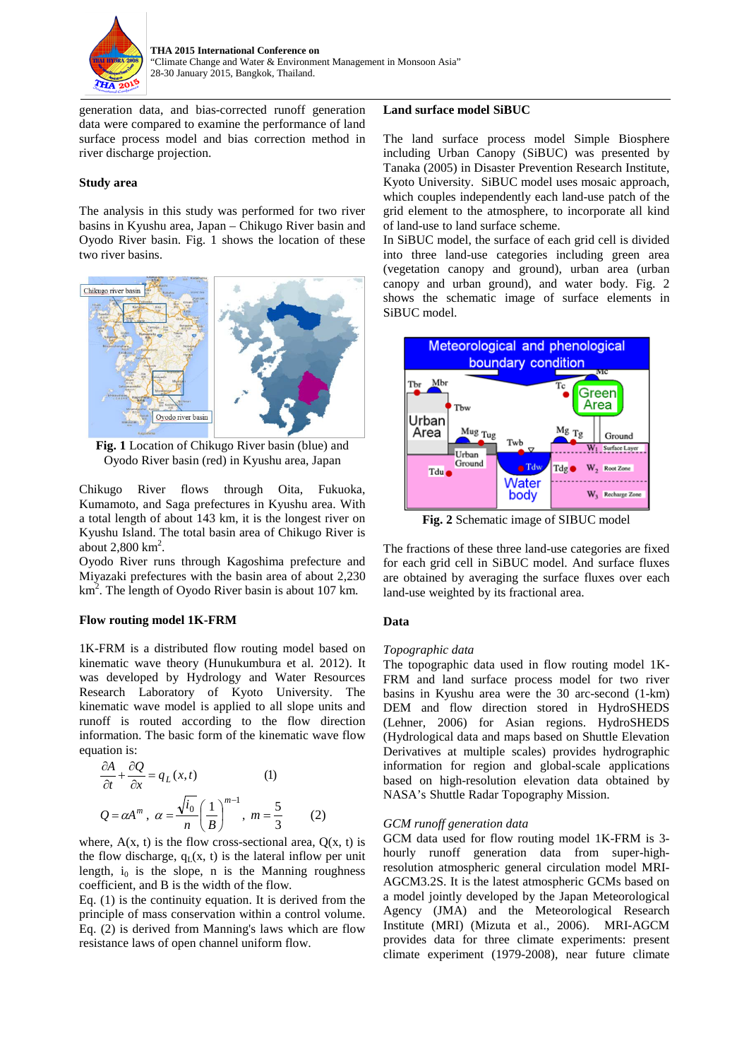generation data, and bias-corrected runoff generation data were compared to examine the performance of land surface process model and bias correction method in river discharge projection.

## Study area

The analysis in this study was performed for two river basins in Kyushu area, Japan – Chikugo River basin and Oyodo River basin. Fig. 1 shows the location of these two river basins.

**Fig. 1** Location of Chikugo River basin (blue) and Oyodo River basin (red) in Kyushu area, Japan

Chikugo River flows through Oita, Fukuoka, Kumamoto, and Saga prefectures in Kyushu area. With a total length of about 143 km, it is the longest river on Kyushu Island. The total basin area of Chikugo River is about 2,800 km$^2$.

Oyodo River runs through Kagoshima prefecture and Miyazaki prefectures with the basin area of about 2,230 km$^2$. The length of Oyodo River basin is about 107 km.

## Flow routing model 1K-FRM

1K-FRM is a distributed flow routing model based on kinematic wave theory (Hunukumbura et al. 2012). It was developed by Hydrology and Water Resources Research Laboratory of Kyoto University. The kinematic wave model is applied to all slope units and runoff is routed according to the flow direction information. The basic form of the kinematic wave flow equation is:

$$\frac{\partial A}{\partial t} + \frac{\partial Q}{\partial x} = q_L(x,t) \qquad (1)$$

$$Q = \alpha A^m,\ \alpha = \frac{\sqrt{i_0}}{n}\left(\frac{1}{B}\right)^{m-1},\ m = \frac{5}{3} \qquad (2)$$

where, $A(x, t)$ is the flow cross-sectional area, $Q(x, t)$ is the flow discharge, $q_L(x, t)$ is the lateral inflow per unit length, $i_0$ is the slope, $n$ is the Manning roughness coefficient, and $B$ is the width of the flow.

Eq. (1) is the continuity equation. It is derived from the principle of mass conservation within a control volume. Eq. (2) is derived from Manning's laws which are flow resistance laws of open channel uniform flow.

## Land surface model SiBUC

The land surface process model Simple Biosphere including Urban Canopy (SiBUC) was presented by Tanaka (2005) in Disaster Prevention Research Institute, Kyoto University. SiBUC model uses mosaic approach, which couples independently each land-use patch of the grid element to the atmosphere, to incorporate all kind of land-use to land surface scheme.

In SiBUC model, the surface of each grid cell is divided into three land-use categories including green area (vegetation canopy and ground), urban area (urban canopy and urban ground), and water body. Fig. 2 shows the schematic image of surface elements in SiBUC model.

**Fig. 2** Schematic image of SIBUC model

The fractions of these three land-use categories are fixed for each grid cell in SiBUC model. And surface fluxes are obtained by averaging the surface fluxes over each land-use weighted by its fractional area.

## Data

*Topographic data*

The topographic data used in flow routing model 1K-FRM and land surface process model for two river basins in Kyushu area were the 30 arc-second (1-km) DEM and flow direction stored in HydroSHEDS (Lehner, 2006) for Asian regions. HydroSHEDS (Hydrological data and maps based on Shuttle Elevation Derivatives at multiple scales) provides hydrographic information for region and global-scale applications based on high-resolution elevation data obtained by NASA's Shuttle Radar Topography Mission.

*GCM runoff generation data*

GCM data used for flow routing model 1K-FRM is 3-hourly runoff generation data from super-high-resolution atmospheric general circulation model MRI-AGCM3.2S. It is the latest atmospheric GCMs based on a model jointly developed by the Japan Meteorological Agency (JMA) and the Meteorological Research Institute (MRI) (Mizuta et al., 2006). MRI-AGCM provides data for three climate experiments: present climate experiment (1979-2008), near future climate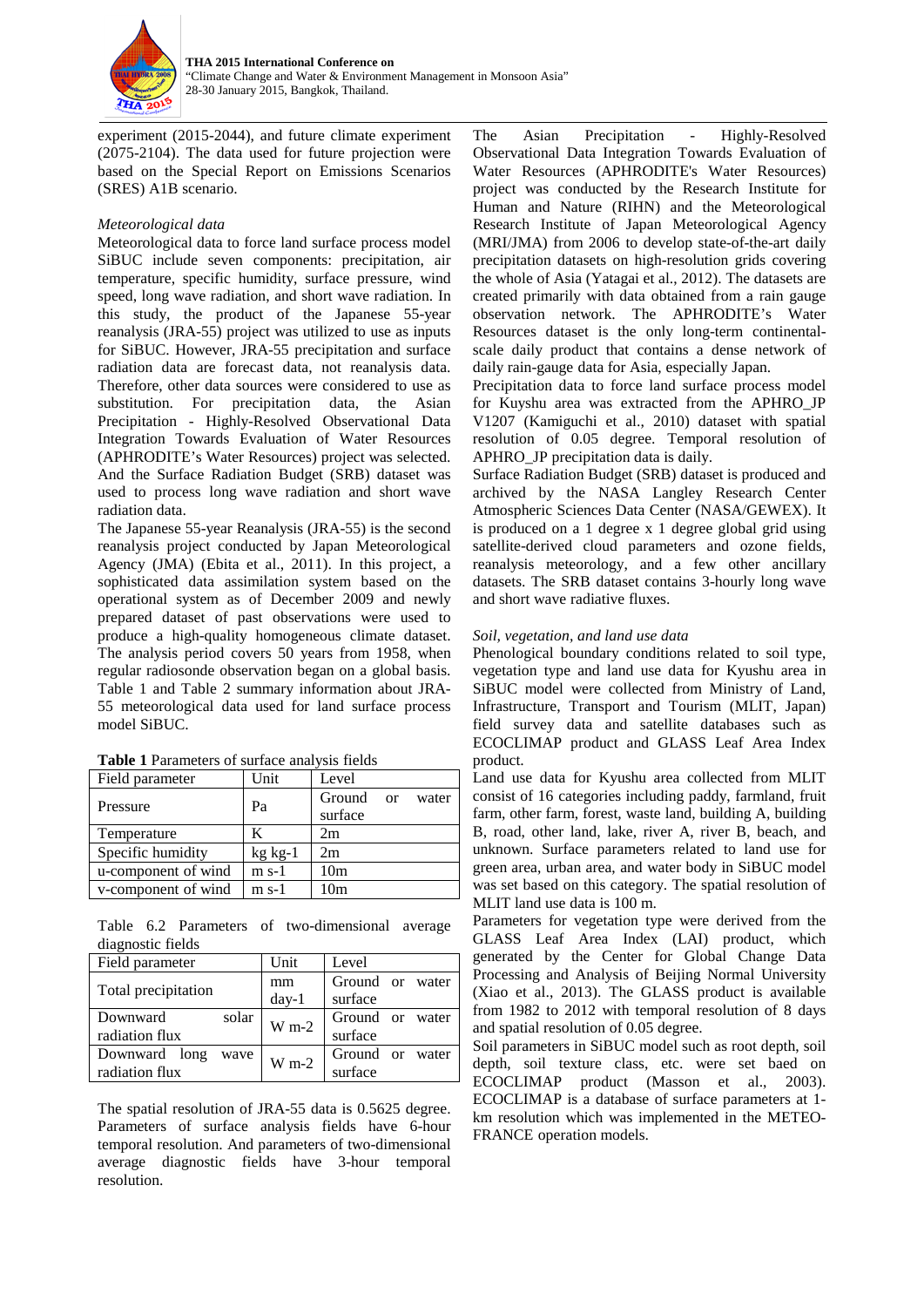experiment (2015-2044), and future climate experiment (2075-2104). The data used for future projection were based on the Special Report on Emissions Scenarios (SRES) A1B scenario.

*Meteorological data*

Meteorological data to force land surface process model SiBUC include seven components: precipitation, air temperature, specific humidity, surface pressure, wind speed, long wave radiation, and short wave radiation. In this study, the product of the Japanese 55-year reanalysis (JRA-55) project was utilized to use as inputs for SiBUC. However, JRA-55 precipitation and surface radiation data are forecast data, not reanalysis data. Therefore, other data sources were considered to use as substitution. For precipitation data, the Asian Precipitation - Highly-Resolved Observational Data Integration Towards Evaluation of Water Resources (APHRODITE's Water Resources) project was selected. And the Surface Radiation Budget (SRB) dataset was used to process long wave radiation and short wave radiation data.

The Japanese 55-year Reanalysis (JRA-55) is the second reanalysis project conducted by Japan Meteorological Agency (JMA) (Ebita et al., 2011). In this project, a sophisticated data assimilation system based on the operational system as of December 2009 and newly prepared dataset of past observations were used to produce a high-quality homogeneous climate dataset. The analysis period covers 50 years from 1958, when regular radiosonde observation began on a global basis. Table 1 and Table 2 summary information about JRA-55 meteorological data used for land surface process model SiBUC.

**Table 1** Parameters of surface analysis fields

| Field parameter | Unit | Level |
|---|---|---|
| Pressure | Pa | Ground or water surface |
| Temperature | K | 2m |
| Specific humidity | kg kg-1 | 2m |
| u-component of wind | m s-1 | 10m |
| v-component of wind | m s-1 | 10m |

Table 6.2 Parameters of two-dimensional average diagnostic fields

| Field parameter | Unit | Level |
|---|---|---|
| Total precipitation | mm day-1 | Ground or water surface |
| Downward solar radiation flux | W m-2 | Ground or water surface |
| Downward long wave radiation flux | W m-2 | Ground or water surface |

The spatial resolution of JRA-55 data is 0.5625 degree. Parameters of surface analysis fields have 6-hour temporal resolution. And parameters of two-dimensional average diagnostic fields have 3-hour temporal resolution.

The Asian Precipitation - Highly-Resolved Observational Data Integration Towards Evaluation of Water Resources (APHRODITE's Water Resources) project was conducted by the Research Institute for Human and Nature (RIHN) and the Meteorological Research Institute of Japan Meteorological Agency (MRI/JMA) from 2006 to develop state-of-the-art daily precipitation datasets on high-resolution grids covering the whole of Asia (Yatagai et al., 2012). The datasets are created primarily with data obtained from a rain gauge observation network. The APHRODITE's Water Resources dataset is the only long-term continental-scale daily product that contains a dense network of daily rain-gauge data for Asia, especially Japan.

Precipitation data to force land surface process model for Kuyshu area was extracted from the APHRO_JP V1207 (Kamiguchi et al., 2010) dataset with spatial resolution of 0.05 degree. Temporal resolution of APHRO_JP precipitation data is daily.

Surface Radiation Budget (SRB) dataset is produced and archived by the NASA Langley Research Center Atmospheric Sciences Data Center (NASA/GEWEX). It is produced on a 1 degree x 1 degree global grid using satellite-derived cloud parameters and ozone fields, reanalysis meteorology, and a few other ancillary datasets. The SRB dataset contains 3-hourly long wave and short wave radiative fluxes.

*Soil, vegetation, and land use data*

Phenological boundary conditions related to soil type, vegetation type and land use data for Kyushu area in SiBUC model were collected from Ministry of Land, Infrastructure, Transport and Tourism (MLIT, Japan) field survey data and satellite databases such as ECOCLIMAP product and GLASS Leaf Area Index product.

Land use data for Kyushu area collected from MLIT consist of 16 categories including paddy, farmland, fruit farm, other farm, forest, waste land, building A, building B, road, other land, lake, river A, river B, beach, and unknown. Surface parameters related to land use for green area, urban area, and water body in SiBUC model was set based on this category. The spatial resolution of MLIT land use data is 100 m.

Parameters for vegetation type were derived from the GLASS Leaf Area Index (LAI) product, which generated by the Center for Global Change Data Processing and Analysis of Beijing Normal University (Xiao et al., 2013). The GLASS product is available from 1982 to 2012 with temporal resolution of 8 days and spatial resolution of 0.05 degree.

Soil parameters in SiBUC model such as root depth, soil depth, soil texture class, etc. were set baed on ECOCLIMAP product (Masson et al., 2003). ECOCLIMAP is a database of surface parameters at 1-km resolution which was implemented in the METEO-FRANCE operation models.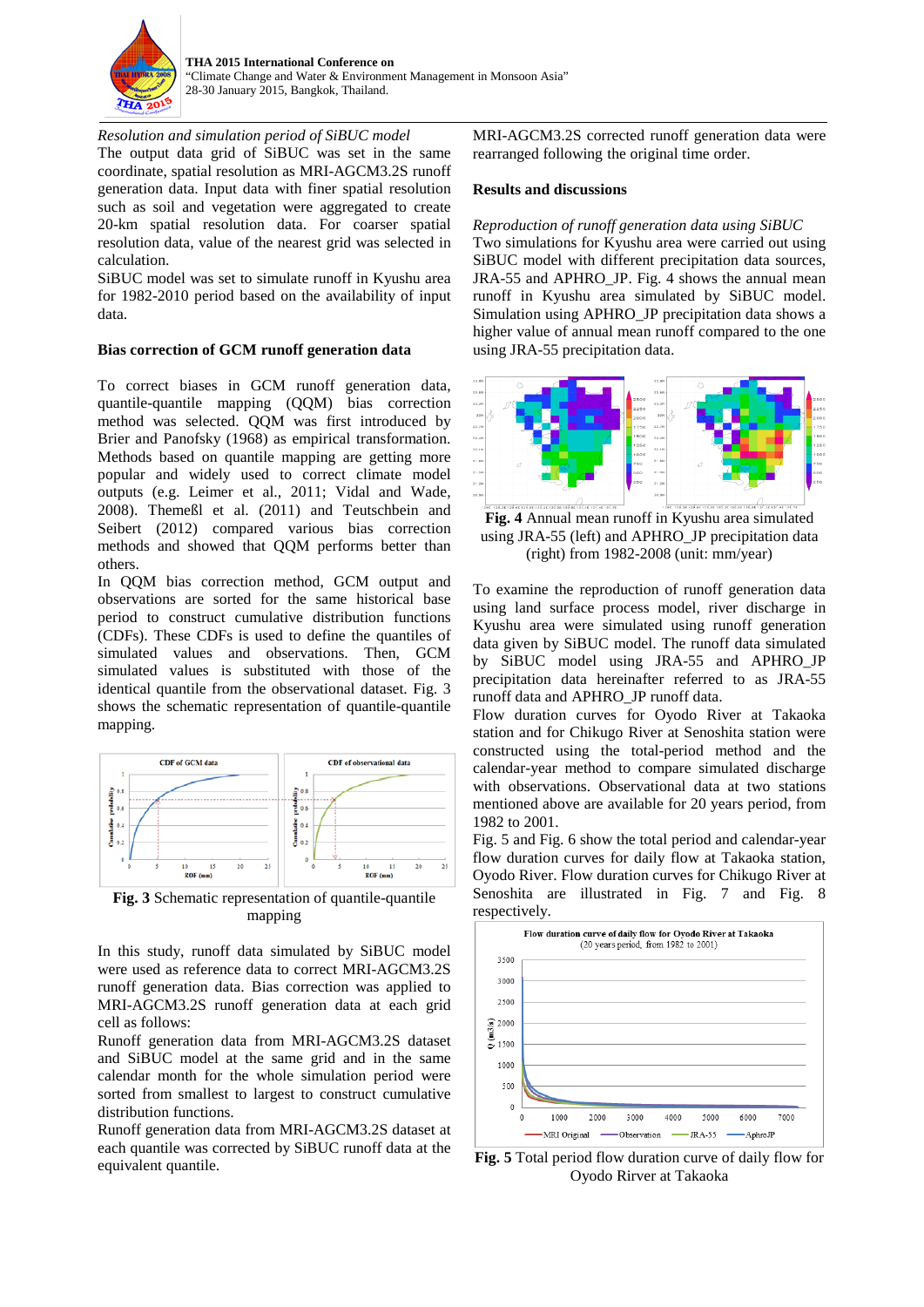*Resolution and simulation period of SiBUC model*

The output data grid of SiBUC was set in the same coordinate, spatial resolution as MRI-AGCM3.2S runoff generation data. Input data with finer spatial resolution such as soil and vegetation were aggregated to create 20-km spatial resolution data. For coarser spatial resolution data, value of the nearest grid was selected in calculation.

SiBUC model was set to simulate runoff in Kyushu area for 1982-2010 period based on the availability of input data.

**Bias correction of GCM runoff generation data**

To correct biases in GCM runoff generation data, quantile-quantile mapping (QQM) bias correction method was selected. QQM was first introduced by Brier and Panofsky (1968) as empirical transformation. Methods based on quantile mapping are getting more popular and widely used to correct climate model outputs (e.g. Leimer et al., 2011; Vidal and Wade, 2008). Themeßl et al. (2011) and Teutschbein and Seibert (2012) compared various bias correction methods and showed that QQM performs better than others.

In QQM bias correction method, GCM output and observations are sorted for the same historical base period to construct cumulative distribution functions (CDFs). These CDFs is used to define the quantiles of simulated values and observations. Then, GCM simulated values is substituted with those of the identical quantile from the observational dataset. Fig. 3 shows the schematic representation of quantile-quantile mapping.

**Fig. 3** Schematic representation of quantile-quantile mapping

In this study, runoff data simulated by SiBUC model were used as reference data to correct MRI-AGCM3.2S runoff generation data. Bias correction was applied to MRI-AGCM3.2S runoff generation data at each grid cell as follows:

Runoff generation data from MRI-AGCM3.2S dataset and SiBUC model at the same grid and in the same calendar month for the whole simulation period were sorted from smallest to largest to construct cumulative distribution functions.

Runoff generation data from MRI-AGCM3.2S dataset at each quantile was corrected by SiBUC runoff data at the equivalent quantile.

MRI-AGCM3.2S corrected runoff generation data were rearranged following the original time order.

**Results and discussions**

*Reproduction of runoff generation data using SiBUC*

Two simulations for Kyushu area were carried out using SiBUC model with different precipitation data sources, JRA-55 and APHRO_JP. Fig. 4 shows the annual mean runoff in Kyushu area simulated by SiBUC model. Simulation using APHRO_JP precipitation data shows a higher value of annual mean runoff compared to the one using JRA-55 precipitation data.

**Fig. 4** Annual mean runoff in Kyushu area simulated using JRA-55 (left) and APHRO_JP precipitation data (right) from 1982-2008 (unit: mm/year)

To examine the reproduction of runoff generation data using land surface process model, river discharge in Kyushu area were simulated using runoff generation data given by SiBUC model. The runoff data simulated by SiBUC model using JRA-55 and APHRO_JP precipitation data hereinafter referred to as JRA-55 runoff data and APHRO_JP runoff data.

Flow duration curves for Oyodo River at Takaoka station and for Chikugo River at Senoshita station were constructed using the total-period method and the calendar-year method to compare simulated discharge with observations. Observational data at two stations mentioned above are available for 20 years period, from 1982 to 2001.

Fig. 5 and Fig. 6 show the total period and calendar-year flow duration curves for daily flow at Takaoka station, Oyodo River. Flow duration curves for Chikugo River at Senoshita are illustrated in Fig. 7 and Fig. 8 respectively.

**Fig. 5** Total period flow duration curve of daily flow for Oyodo Rirver at Takaoka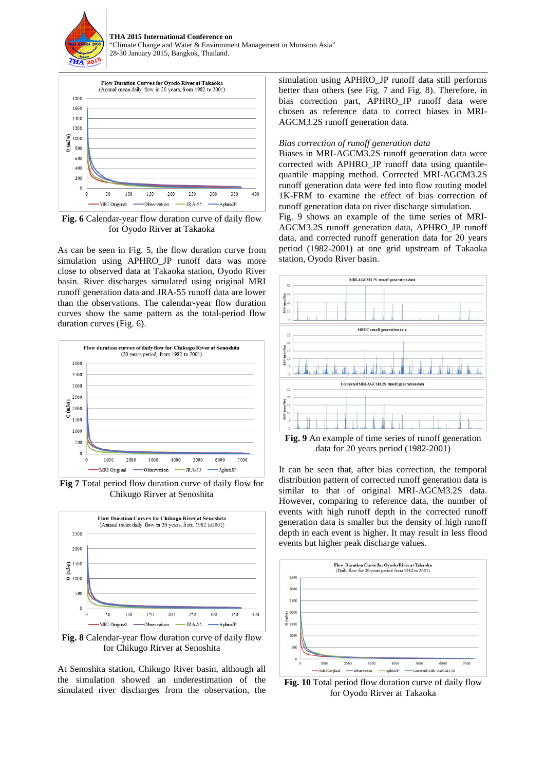**Fig. 6** Calendar-year flow duration curve of daily flow for Oyodo Rirver at Takaoka

As can be seen in Fig. 5, the flow duration curve from simulation using APHRO_JP runoff data was more close to observed data at Takaoka station, Oyodo River basin. River discharges simulated using original MRI runoff generation data and JRA-55 runoff data are lower than the observations. The calendar-year flow duration curves show the same pattern as the total-period flow duration curves (Fig. 6).

**Fig 7** Total period flow duration curve of daily flow for Chikugo Rirver at Senoshita

**Fig. 8** Calendar-year flow duration curve of daily flow for Chikugo Rirver at Senoshita

At Senoshita station, Chikugo River basin, although all the simulation showed an underestimation of the simulated river discharges from the observation, the simulation using APHRO_JP runoff data still performs better than others (see Fig. 7 and Fig. 8). Therefore, in bias correction part, APHRO_JP runoff data were chosen as reference data to correct biases in MRI-AGCM3.2S runoff generation data.

*Bias correction of runoff generation data*

Biases in MRI-AGCM3.2S runoff generation data were corrected with APHRO_JP runoff data using quantile-quantile mapping method. Corrected MRI-AGCM3.2S runoff generation data were fed into flow routing model 1K-FRM to examine the effect of bias correction of runoff generation data on river discharge simulation.

Fig. 9 shows an example of the time series of MRI-AGCM3.2S runoff generation data, APHRO_JP runoff data, and corrected runoff generation data for 20 years period (1982-2001) at one grid upstream of Takaoka station, Oyodo River basin.

**Fig. 9** An example of time series of runoff generation data for 20 years period (1982-2001)

It can be seen that, after bias correction, the temporal distribution pattern of corrected runoff generation data is similar to that of original MRI-AGCM3.2S data. However, comparing to reference data, the number of events with high runoff depth in the corrected runoff generation data is smaller but the density of high runoff depth in each event is higher. It may result in less flood events but higher peak discharge values.

**Fig. 10** Total period flow duration curve of daily flow for Oyodo Rirver at Takaoka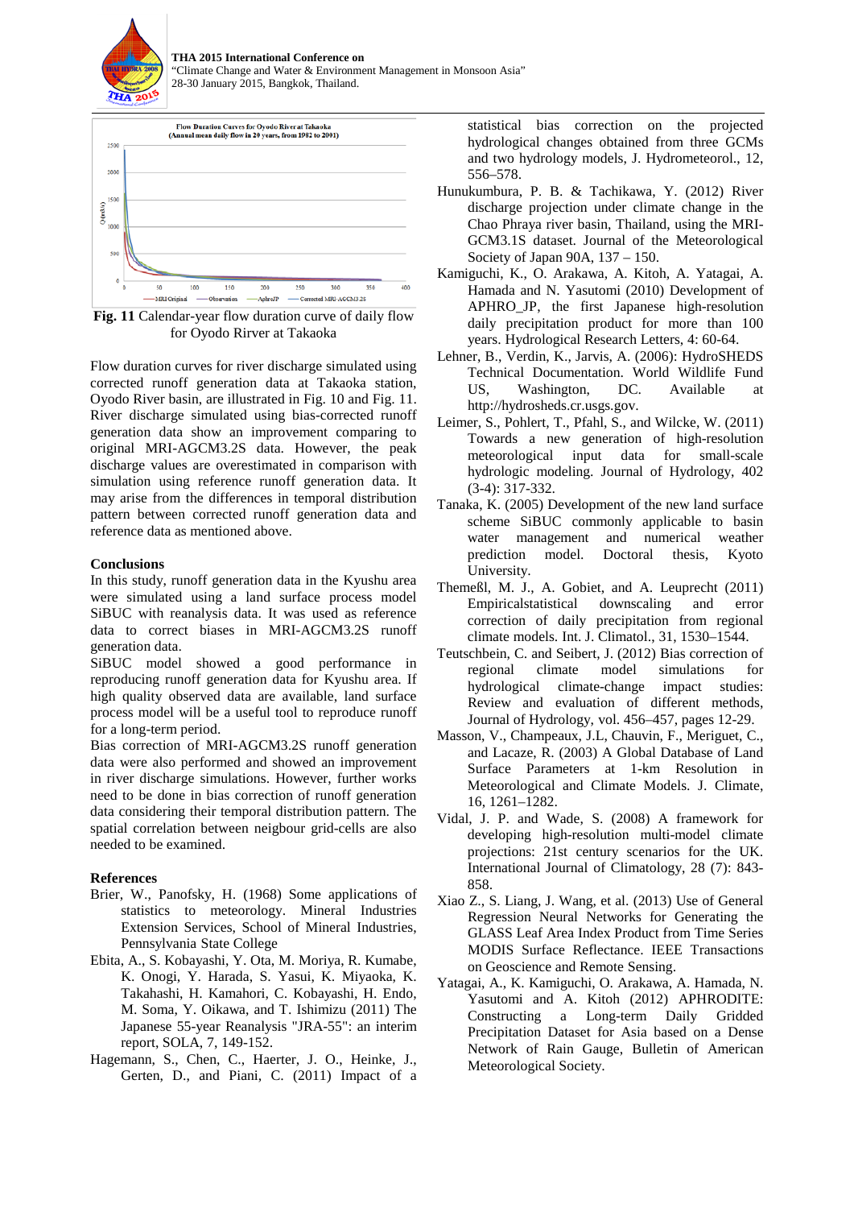Flow Duration Curves for Oyodo River at Takaoka
(Annual mean daily flow in 20 years, from 1982 to 2001)

Q(m3/s)

2500
2000
1500
1000
500
0

0 50 100 150 200 250 300 350 400

MRI Original — Observation — AphroJP — Corrected MRI-AGCM3.2S

**Fig. 11** Calendar-year flow duration curve of daily flow for Oyodo Rirver at Takaoka

Flow duration curves for river discharge simulated using corrected runoff generation data at Takaoka station, Oyodo River basin, are illustrated in Fig. 10 and Fig. 11. River discharge simulated using bias-corrected runoff generation data show an improvement comparing to original MRI-AGCM3.2S data. However, the peak discharge values are overestimated in comparison with simulation using reference runoff generation data. It may arise from the differences in temporal distribution pattern between corrected runoff generation data and reference data as mentioned above.

## Conclusions

In this study, runoff generation data in the Kyushu area were simulated using a land surface process model SiBUC with reanalysis data. It was used as reference data to correct biases in MRI-AGCM3.2S runoff generation data.

SiBUC model showed a good performance in reproducing runoff generation data for Kyushu area. If high quality observed data are available, land surface process model will be a useful tool to reproduce runoff for a long-term period.

Bias correction of MRI-AGCM3.2S runoff generation data were also performed and showed an improvement in river discharge simulations. However, further works need to be done in bias correction of runoff generation data considering their temporal distribution pattern. The spatial correlation between neigbour grid-cells are also needed to be examined.

## References

Brier, W., Panofsky, H. (1968) Some applications of statistics to meteorology. Mineral Industries Extension Services, School of Mineral Industries, Pennsylvania State College

Ebita, A., S. Kobayashi, Y. Ota, M. Moriya, R. Kumabe, K. Onogi, Y. Harada, S. Yasui, K. Miyaoka, K. Takahashi, H. Kamahori, C. Kobayashi, H. Endo, M. Soma, Y. Oikawa, and T. Ishimizu (2011) The Japanese 55-year Reanalysis "JRA-55": an interim report, SOLA, 7, 149-152.

Hagemann, S., Chen, C., Haerter, J. O., Heinke, J., Gerten, D., and Piani, C. (2011) Impact of a statistical bias correction on the projected hydrological changes obtained from three GCMs and two hydrology models, J. Hydrometeorol., 12, 556–578.

Hunukumbura, P. B. & Tachikawa, Y. (2012) River discharge projection under climate change in the Chao Phraya river basin, Thailand, using the MRI-GCM3.1S dataset. Journal of the Meteorological Society of Japan 90A, 137 – 150.

Kamiguchi, K., O. Arakawa, A. Kitoh, A. Yatagai, A. Hamada and N. Yasutomi (2010) Development of APHRO_JP, the first Japanese high-resolution daily precipitation product for more than 100 years. Hydrological Research Letters, 4: 60-64.

Lehner, B., Verdin, K., Jarvis, A. (2006): HydroSHEDS Technical Documentation. World Wildlife Fund US, Washington, DC. Available at http://hydrosheds.cr.usgs.gov.

Leimer, S., Pohlert, T., Pfahl, S., and Wilcke, W. (2011) Towards a new generation of high-resolution meteorological input data for small-scale hydrologic modeling. Journal of Hydrology, 402 (3-4): 317-332.

Tanaka, K. (2005) Development of the new land surface scheme SiBUC commonly applicable to basin water management and numerical weather prediction model. Doctoral thesis, Kyoto University.

Themeßl, M. J., A. Gobiet, and A. Leuprecht (2011) Empiricalstatistical downscaling and error correction of daily precipitation from regional climate models. Int. J. Climatol., 31, 1530–1544.

Teutschbein, C. and Seibert, J. (2012) Bias correction of regional climate model simulations for hydrological climate-change impact studies: Review and evaluation of different methods, Journal of Hydrology, vol. 456–457, pages 12-29.

Masson, V., Champeaux, J.L, Chauvin, F., Meriguet, C., and Lacaze, R. (2003) A Global Database of Land Surface Parameters at 1-km Resolution in Meteorological and Climate Models. J. Climate, 16, 1261–1282.

Vidal, J. P. and Wade, S. (2008) A framework for developing high-resolution multi-model climate projections: 21st century scenarios for the UK. International Journal of Climatology, 28 (7): 843-858.

Xiao Z., S. Liang, J. Wang, et al. (2013) Use of General Regression Neural Networks for Generating the GLASS Leaf Area Index Product from Time Series MODIS Surface Reflectance. IEEE Transactions on Geoscience and Remote Sensing.

Yatagai, A., K. Kamiguchi, O. Arakawa, A. Hamada, N. Yasutomi and A. Kitoh (2012) APHRODITE: Constructing a Long-term Daily Gridded Precipitation Dataset for Asia based on a Dense Network of Rain Gauge, Bulletin of American Meteorological Society.